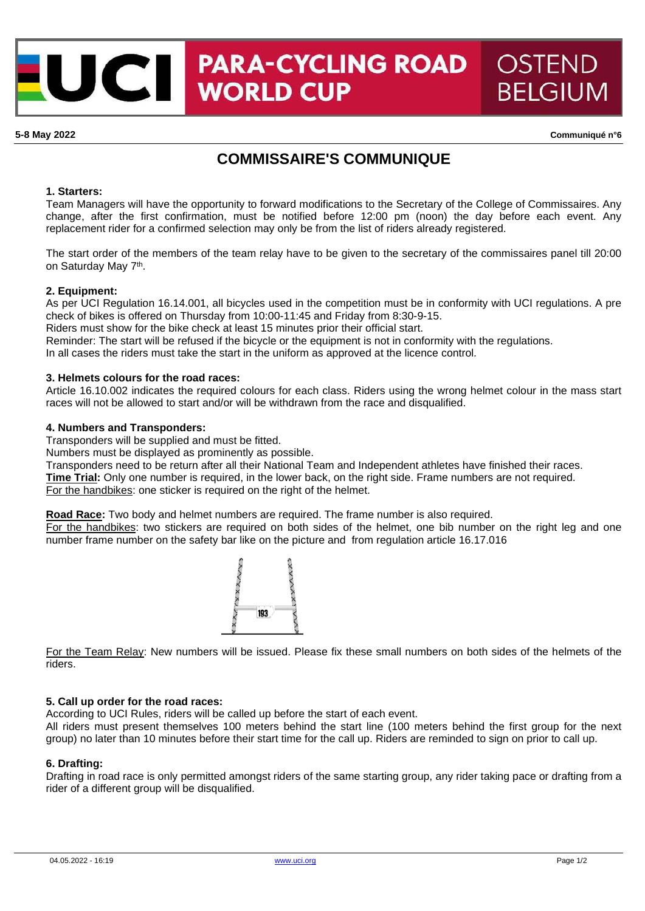# UCI PARA-CYCLING ROAD WORLD CUP OSTEND BELGIUM

**5-8 May 2022** **Communiqué n°6**

## COMMISSAIRE'S COMMUNIQUE

### 1. Starters:

Team Managers will have the opportunity to forward modifications to the Secretary of the College of Commissaires. Any change, after the first confirmation, must be notified before 12:00 pm (noon) the day before each event. Any replacement rider for a confirmed selection may only be from the list of riders already registered.

The start order of the members of the team relay have to be given to the secretary of the commissaires panel till 20:00 on Saturday May 7th.

### 2. Equipment:

As per UCI Regulation 16.14.001, all bicycles used in the competition must be in conformity with UCI regulations. A pre check of bikes is offered on Thursday from 10:00-11:45 and Friday from 8:30-9-15.
Riders must show for the bike check at least 15 minutes prior their official start.
Reminder: The start will be refused if the bicycle or the equipment is not in conformity with the regulations.
In all cases the riders must take the start in the uniform as approved at the licence control.

### 3. Helmets colours for the road races:

Article 16.10.002 indicates the required colours for each class. Riders using the wrong helmet colour in the mass start races will not be allowed to start and/or will be withdrawn from the race and disqualified.

### 4. Numbers and Transponders:

Transponders will be supplied and must be fitted.
Numbers must be displayed as prominently as possible.
Transponders need to be return after all their National Team and Independent athletes have finished their races.
**Time Trial:** Only one number is required, in the lower back, on the right side. Frame numbers are not required.
For the handbikes: one sticker is required on the right of the helmet.

**Road Race:** Two body and helmet numbers are required. The frame number is also required.
For the handbikes: two stickers are required on both sides of the helmet, one bib number on the right leg and one number frame number on the safety bar like on the picture and from regulation article 16.17.016

For the Team Relay: New numbers will be issued. Please fix these small numbers on both sides of the helmets of the riders.

### 5. Call up order for the road races:

According to UCI Rules, riders will be called up before the start of each event.
All riders must present themselves 100 meters behind the start line (100 meters behind the first group for the next group) no later than 10 minutes before their start time for the call up. Riders are reminded to sign on prior to call up.

### 6. Drafting:

Drafting in road race is only permitted amongst riders of the same starting group, any rider taking pace or drafting from a rider of a different group will be disqualified.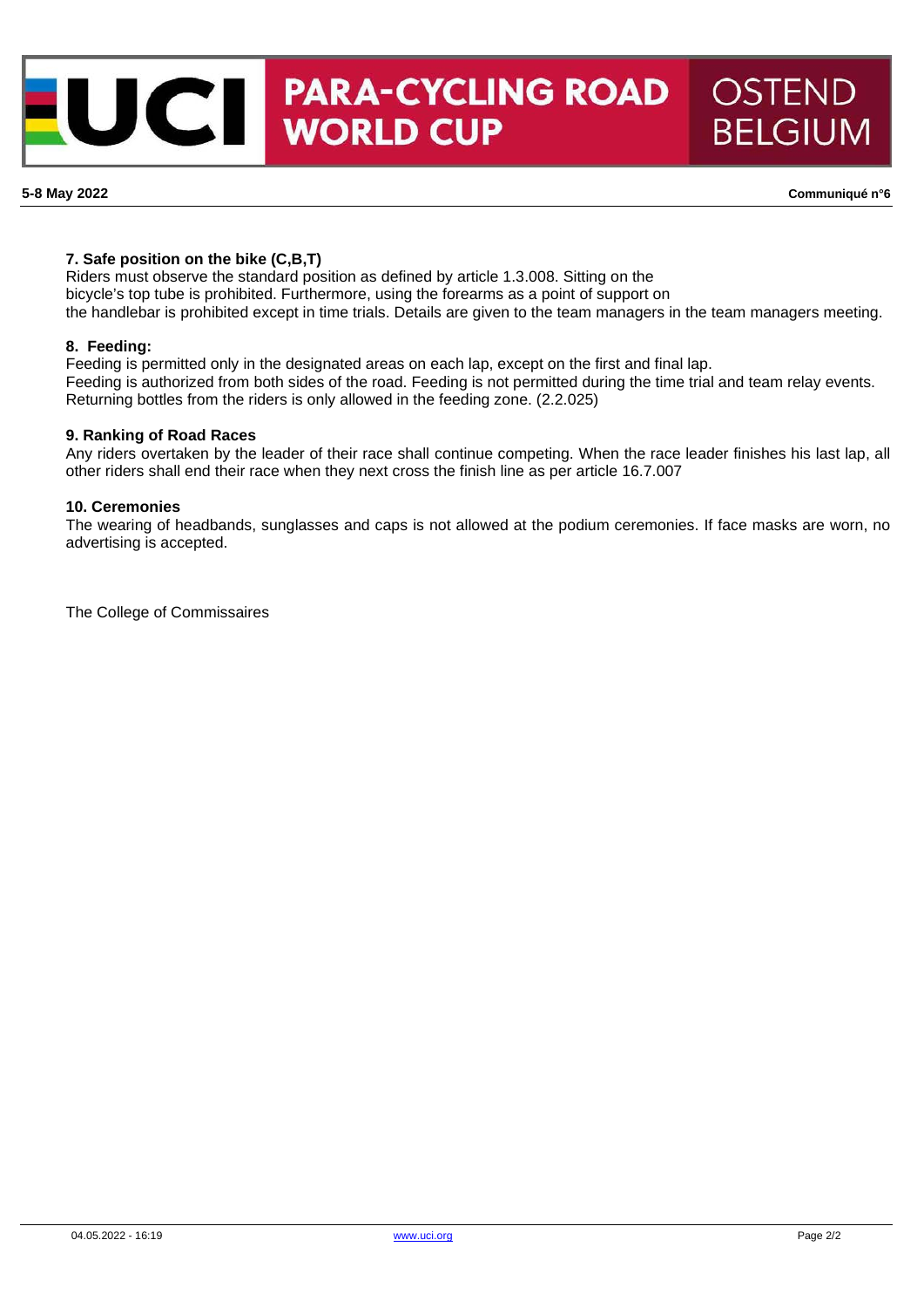### 7. Safe position on the bike (C,B,T)

Riders must observe the standard position as defined by article 1.3.008. Sitting on the bicycle's top tube is prohibited. Furthermore, using the forearms as a point of support on the handlebar is prohibited except in time trials. Details are given to the team managers in the team managers meeting.

### 8. Feeding:

Feeding is permitted only in the designated areas on each lap, except on the first and final lap.
Feeding is authorized from both sides of the road. Feeding is not permitted during the time trial and team relay events.
Returning bottles from the riders is only allowed in the feeding zone. (2.2.025)

### 9. Ranking of Road Races

Any riders overtaken by the leader of their race shall continue competing. When the race leader finishes his last lap, all other riders shall end their race when they next cross the finish line as per article 16.7.007

### 10. Ceremonies

The wearing of headbands, sunglasses and caps is not allowed at the podium ceremonies. If face masks are worn, no advertising is accepted.

The College of Commissaires